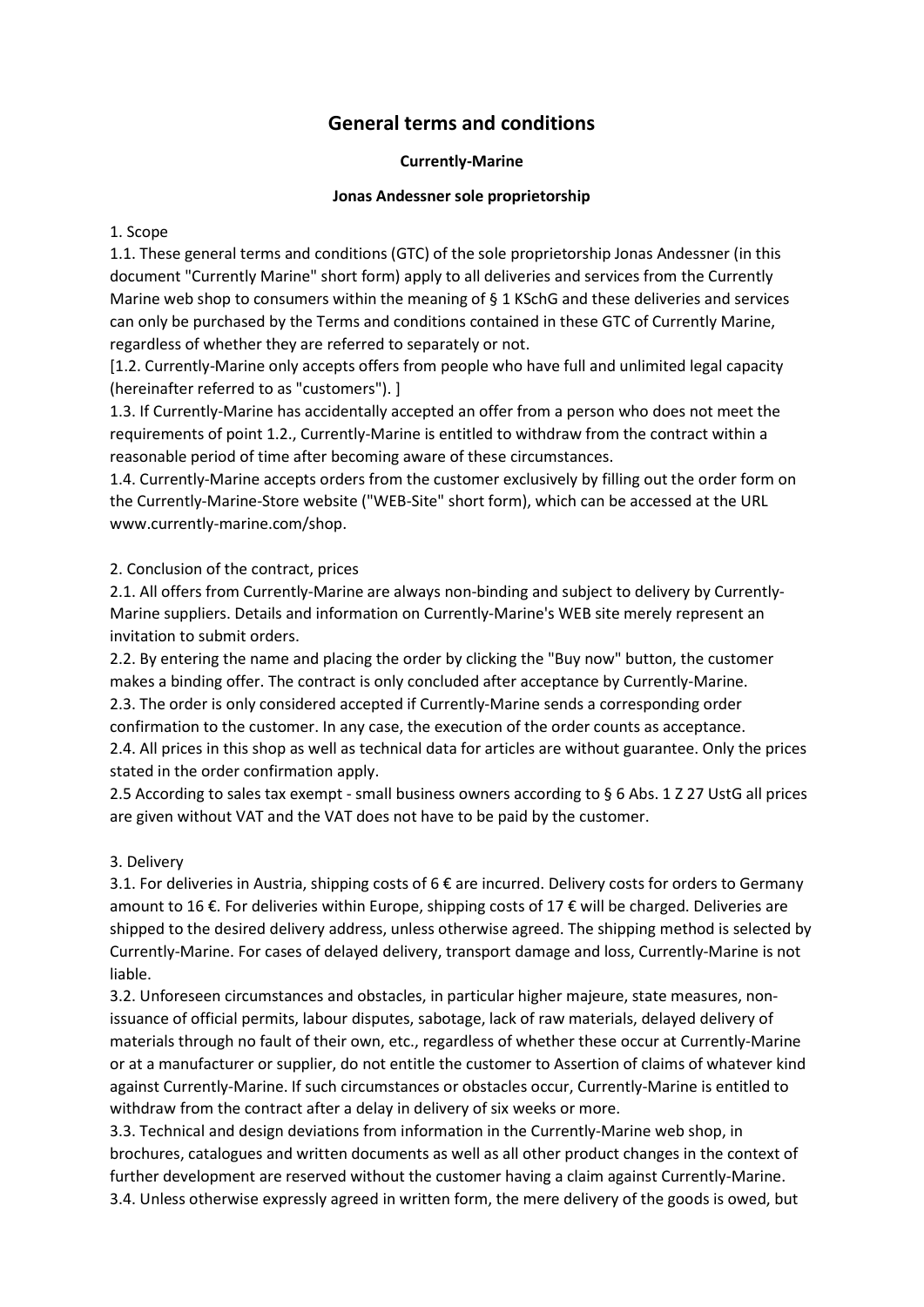# General terms and conditions

**Currently-Marine**

**Jonas Andessner sole proprietorship**

1. Scope

1.1. These general terms and conditions (GTC) of the sole proprietorship Jonas Andessner (in this document "Currently Marine" short form) apply to all deliveries and services from the Currently Marine web shop to consumers within the meaning of § 1 KSchG and these deliveries and services can only be purchased by the Terms and conditions contained in these GTC of Currently Marine, regardless of whether they are referred to separately or not.

[1.2. Currently-Marine only accepts offers from people who have full and unlimited legal capacity (hereinafter referred to as "customers"). ]

1.3. If Currently-Marine has accidentally accepted an offer from a person who does not meet the requirements of point 1.2., Currently-Marine is entitled to withdraw from the contract within a reasonable period of time after becoming aware of these circumstances.

1.4. Currently-Marine accepts orders from the customer exclusively by filling out the order form on the Currently-Marine-Store website ("WEB-Site" short form), which can be accessed at the URL www.currently-marine.com/shop.

2. Conclusion of the contract, prices

2.1. All offers from Currently-Marine are always non-binding and subject to delivery by Currently-Marine suppliers. Details and information on Currently-Marine's WEB site merely represent an invitation to submit orders.

2.2. By entering the name and placing the order by clicking the "Buy now" button, the customer makes a binding offer. The contract is only concluded after acceptance by Currently-Marine.

2.3. The order is only considered accepted if Currently-Marine sends a corresponding order confirmation to the customer. In any case, the execution of the order counts as acceptance.

2.4. All prices in this shop as well as technical data for articles are without guarantee. Only the prices stated in the order confirmation apply.

2.5 According to sales tax exempt - small business owners according to § 6 Abs. 1 Z 27 UstG all prices are given without VAT and the VAT does not have to be paid by the customer.

3. Delivery

3.1. For deliveries in Austria, shipping costs of 6 € are incurred. Delivery costs for orders to Germany amount to 16 €. For deliveries within Europe, shipping costs of 17 € will be charged. Deliveries are shipped to the desired delivery address, unless otherwise agreed. The shipping method is selected by Currently-Marine. For cases of delayed delivery, transport damage and loss, Currently-Marine is not liable.

3.2. Unforeseen circumstances and obstacles, in particular higher majeure, state measures, non-issuance of official permits, labour disputes, sabotage, lack of raw materials, delayed delivery of materials through no fault of their own, etc., regardless of whether these occur at Currently-Marine or at a manufacturer or supplier, do not entitle the customer to Assertion of claims of whatever kind against Currently-Marine. If such circumstances or obstacles occur, Currently-Marine is entitled to withdraw from the contract after a delay in delivery of six weeks or more.

3.3. Technical and design deviations from information in the Currently-Marine web shop, in brochures, catalogues and written documents as well as all other product changes in the context of further development are reserved without the customer having a claim against Currently-Marine.

3.4. Unless otherwise expressly agreed in written form, the mere delivery of the goods is owed, but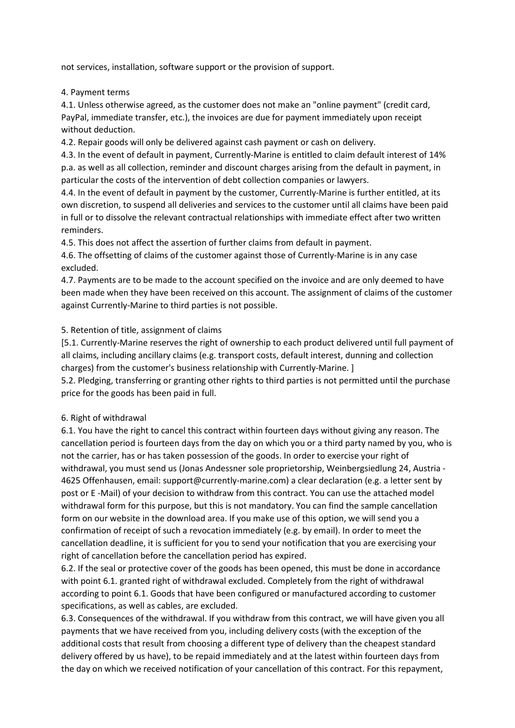not services, installation, software support or the provision of support.

4. Payment terms

4.1. Unless otherwise agreed, as the customer does not make an "online payment" (credit card, PayPal, immediate transfer, etc.), the invoices are due for payment immediately upon receipt without deduction.

4.2. Repair goods will only be delivered against cash payment or cash on delivery.

4.3. In the event of default in payment, Currently-Marine is entitled to claim default interest of 14% p.a. as well as all collection, reminder and discount charges arising from the default in payment, in particular the costs of the intervention of debt collection companies or lawyers.

4.4. In the event of default in payment by the customer, Currently-Marine is further entitled, at its own discretion, to suspend all deliveries and services to the customer until all claims have been paid in full or to dissolve the relevant contractual relationships with immediate effect after two written reminders.

4.5. This does not affect the assertion of further claims from default in payment.

4.6. The offsetting of claims of the customer against those of Currently-Marine is in any case excluded.

4.7. Payments are to be made to the account specified on the invoice and are only deemed to have been made when they have been received on this account. The assignment of claims of the customer against Currently-Marine to third parties is not possible.

5. Retention of title, assignment of claims

[5.1. Currently-Marine reserves the right of ownership to each product delivered until full payment of all claims, including ancillary claims (e.g. transport costs, default interest, dunning and collection charges) from the customer's business relationship with Currently-Marine. ]

5.2. Pledging, transferring or granting other rights to third parties is not permitted until the purchase price for the goods has been paid in full.

6. Right of withdrawal

6.1. You have the right to cancel this contract within fourteen days without giving any reason. The cancellation period is fourteen days from the day on which you or a third party named by you, who is not the carrier, has or has taken possession of the goods. In order to exercise your right of withdrawal, you must send us (Jonas Andessner sole proprietorship, Weinbergsiedlung 24, Austria - 4625 Offenhausen, email: support@currently-marine.com) a clear declaration (e.g. a letter sent by post or E -Mail) of your decision to withdraw from this contract. You can use the attached model withdrawal form for this purpose, but this is not mandatory. You can find the sample cancellation form on our website in the download area. If you make use of this option, we will send you a confirmation of receipt of such a revocation immediately (e.g. by email). In order to meet the cancellation deadline, it is sufficient for you to send your notification that you are exercising your right of cancellation before the cancellation period has expired.

6.2. If the seal or protective cover of the goods has been opened, this must be done in accordance with point 6.1. granted right of withdrawal excluded. Completely from the right of withdrawal according to point 6.1. Goods that have been configured or manufactured according to customer specifications, as well as cables, are excluded.

6.3. Consequences of the withdrawal. If you withdraw from this contract, we will have given you all payments that we have received from you, including delivery costs (with the exception of the additional costs that result from choosing a different type of delivery than the cheapest standard delivery offered by us have), to be repaid immediately and at the latest within fourteen days from the day on which we received notification of your cancellation of this contract. For this repayment,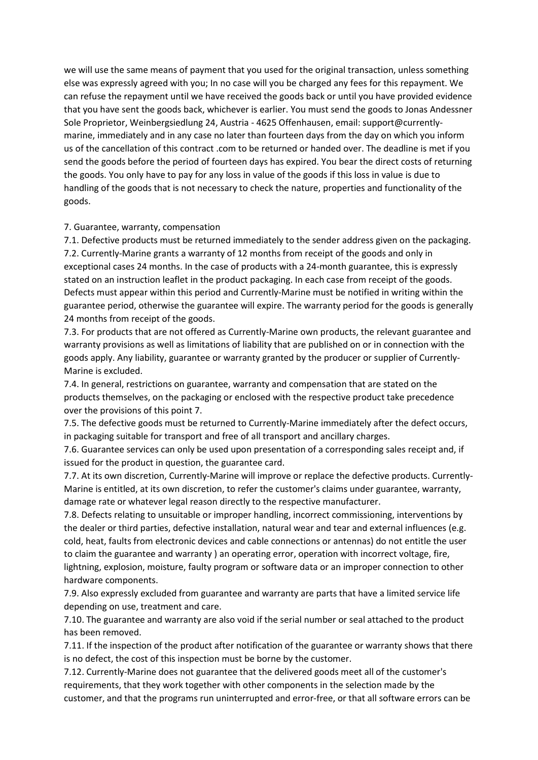we will use the same means of payment that you used for the original transaction, unless something else was expressly agreed with you; In no case will you be charged any fees for this repayment. We can refuse the repayment until we have received the goods back or until you have provided evidence that you have sent the goods back, whichever is earlier. You must send the goods to Jonas Andessner Sole Proprietor, Weinbergsiedlung 24, Austria - 4625 Offenhausen, email: support@currently-marine, immediately and in any case no later than fourteen days from the day on which you inform us of the cancellation of this contract .com to be returned or handed over. The deadline is met if you send the goods before the period of fourteen days has expired. You bear the direct costs of returning the goods. You only have to pay for any loss in value of the goods if this loss in value is due to handling of the goods that is not necessary to check the nature, properties and functionality of the goods.

7. Guarantee, warranty, compensation

7.1. Defective products must be returned immediately to the sender address given on the packaging.
7.2. Currently-Marine grants a warranty of 12 months from receipt of the goods and only in exceptional cases 24 months. In the case of products with a 24-month guarantee, this is expressly stated on an instruction leaflet in the product packaging. In each case from receipt of the goods. Defects must appear within this period and Currently-Marine must be notified in writing within the guarantee period, otherwise the guarantee will expire. The warranty period for the goods is generally 24 months from receipt of the goods.
7.3. For products that are not offered as Currently-Marine own products, the relevant guarantee and warranty provisions as well as limitations of liability that are published on or in connection with the goods apply. Any liability, guarantee or warranty granted by the producer or supplier of Currently-Marine is excluded.
7.4. In general, restrictions on guarantee, warranty and compensation that are stated on the products themselves, on the packaging or enclosed with the respective product take precedence over the provisions of this point 7.
7.5. The defective goods must be returned to Currently-Marine immediately after the defect occurs, in packaging suitable for transport and free of all transport and ancillary charges.
7.6. Guarantee services can only be used upon presentation of a corresponding sales receipt and, if issued for the product in question, the guarantee card.
7.7. At its own discretion, Currently-Marine will improve or replace the defective products. Currently-Marine is entitled, at its own discretion, to refer the customer's claims under guarantee, warranty, damage rate or whatever legal reason directly to the respective manufacturer.
7.8. Defects relating to unsuitable or improper handling, incorrect commissioning, interventions by the dealer or third parties, defective installation, natural wear and tear and external influences (e.g. cold, heat, faults from electronic devices and cable connections or antennas) do not entitle the user to claim the guarantee and warranty ) an operating error, operation with incorrect voltage, fire, lightning, explosion, moisture, faulty program or software data or an improper connection to other hardware components.
7.9. Also expressly excluded from guarantee and warranty are parts that have a limited service life depending on use, treatment and care.
7.10. The guarantee and warranty are also void if the serial number or seal attached to the product has been removed.
7.11. If the inspection of the product after notification of the guarantee or warranty shows that there is no defect, the cost of this inspection must be borne by the customer.
7.12. Currently-Marine does not guarantee that the delivered goods meet all of the customer's requirements, that they work together with other components in the selection made by the customer, and that the programs run uninterrupted and error-free, or that all software errors can be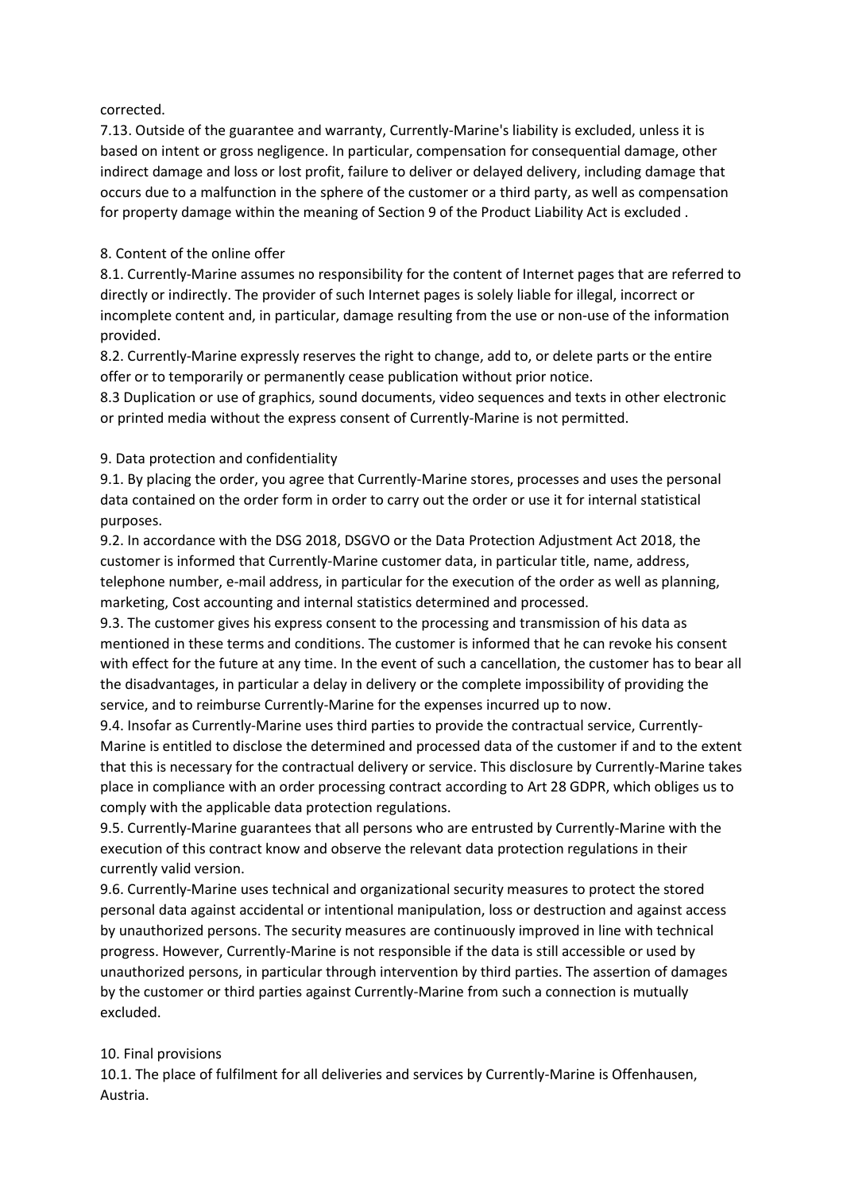corrected.

7.13. Outside of the guarantee and warranty, Currently-Marine's liability is excluded, unless it is based on intent or gross negligence. In particular, compensation for consequential damage, other indirect damage and loss or lost profit, failure to deliver or delayed delivery, including damage that occurs due to a malfunction in the sphere of the customer or a third party, as well as compensation for property damage within the meaning of Section 9 of the Product Liability Act is excluded .

## 8. Content of the online offer

8.1. Currently-Marine assumes no responsibility for the content of Internet pages that are referred to directly or indirectly. The provider of such Internet pages is solely liable for illegal, incorrect or incomplete content and, in particular, damage resulting from the use or non-use of the information provided.

8.2. Currently-Marine expressly reserves the right to change, add to, or delete parts or the entire offer or to temporarily or permanently cease publication without prior notice.

8.3 Duplication or use of graphics, sound documents, video sequences and texts in other electronic or printed media without the express consent of Currently-Marine is not permitted.

## 9. Data protection and confidentiality

9.1. By placing the order, you agree that Currently-Marine stores, processes and uses the personal data contained on the order form in order to carry out the order or use it for internal statistical purposes.

9.2. In accordance with the DSG 2018, DSGVO or the Data Protection Adjustment Act 2018, the customer is informed that Currently-Marine customer data, in particular title, name, address, telephone number, e-mail address, in particular for the execution of the order as well as planning, marketing, Cost accounting and internal statistics determined and processed.

9.3. The customer gives his express consent to the processing and transmission of his data as mentioned in these terms and conditions. The customer is informed that he can revoke his consent with effect for the future at any time. In the event of such a cancellation, the customer has to bear all the disadvantages, in particular a delay in delivery or the complete impossibility of providing the service, and to reimburse Currently-Marine for the expenses incurred up to now.

9.4. Insofar as Currently-Marine uses third parties to provide the contractual service, Currently-Marine is entitled to disclose the determined and processed data of the customer if and to the extent that this is necessary for the contractual delivery or service. This disclosure by Currently-Marine takes place in compliance with an order processing contract according to Art 28 GDPR, which obliges us to comply with the applicable data protection regulations.

9.5. Currently-Marine guarantees that all persons who are entrusted by Currently-Marine with the execution of this contract know and observe the relevant data protection regulations in their currently valid version.

9.6. Currently-Marine uses technical and organizational security measures to protect the stored personal data against accidental or intentional manipulation, loss or destruction and against access by unauthorized persons. The security measures are continuously improved in line with technical progress. However, Currently-Marine is not responsible if the data is still accessible or used by unauthorized persons, in particular through intervention by third parties. The assertion of damages by the customer or third parties against Currently-Marine from such a connection is mutually excluded.

## 10. Final provisions

10.1. The place of fulfilment for all deliveries and services by Currently-Marine is Offenhausen, Austria.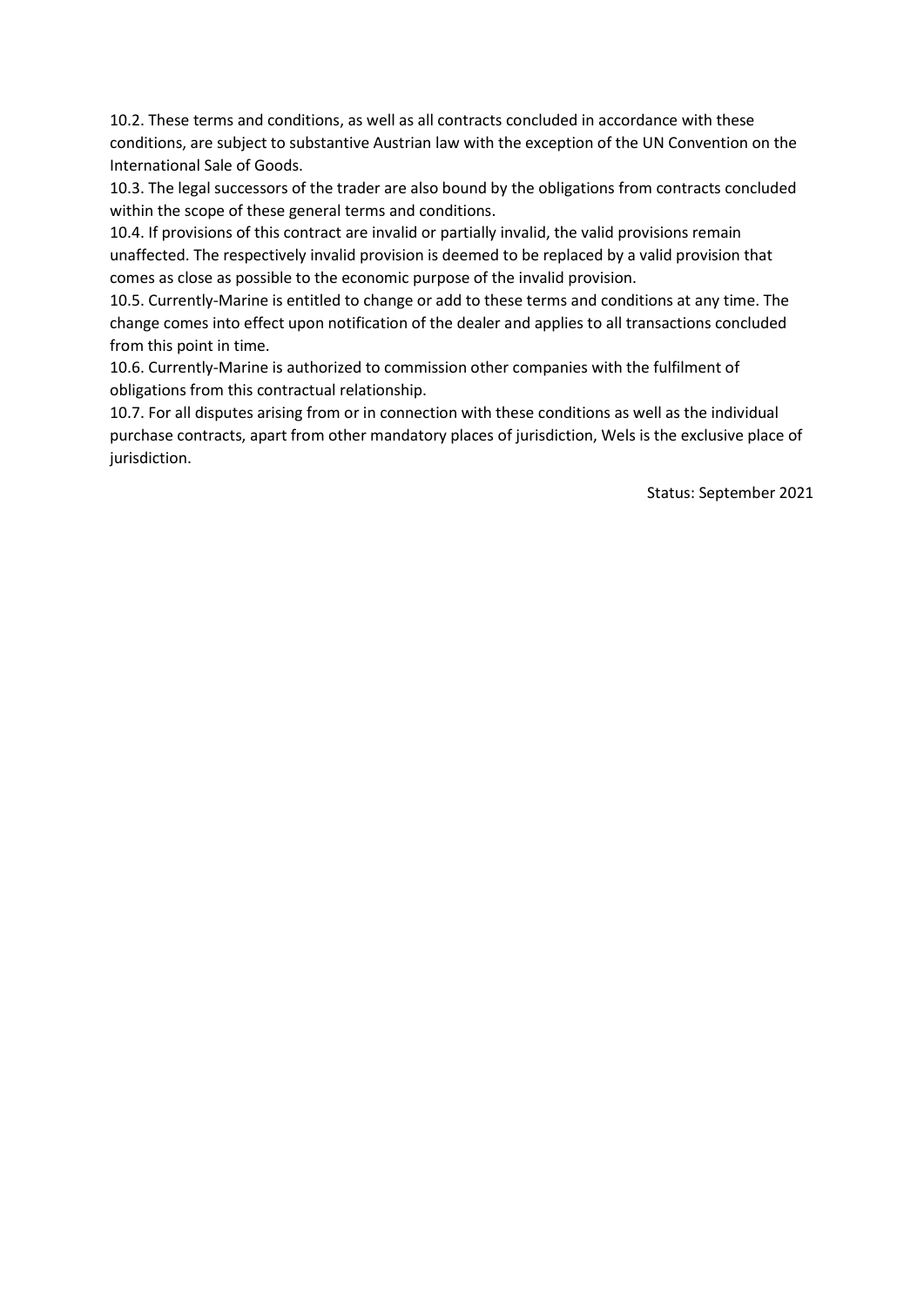10.2. These terms and conditions, as well as all contracts concluded in accordance with these conditions, are subject to substantive Austrian law with the exception of the UN Convention on the International Sale of Goods.

10.3. The legal successors of the trader are also bound by the obligations from contracts concluded within the scope of these general terms and conditions.

10.4. If provisions of this contract are invalid or partially invalid, the valid provisions remain unaffected. The respectively invalid provision is deemed to be replaced by a valid provision that comes as close as possible to the economic purpose of the invalid provision.

10.5. Currently-Marine is entitled to change or add to these terms and conditions at any time. The change comes into effect upon notification of the dealer and applies to all transactions concluded from this point in time.

10.6. Currently-Marine is authorized to commission other companies with the fulfilment of obligations from this contractual relationship.

10.7. For all disputes arising from or in connection with these conditions as well as the individual purchase contracts, apart from other mandatory places of jurisdiction, Wels is the exclusive place of jurisdiction.

Status: September 2021